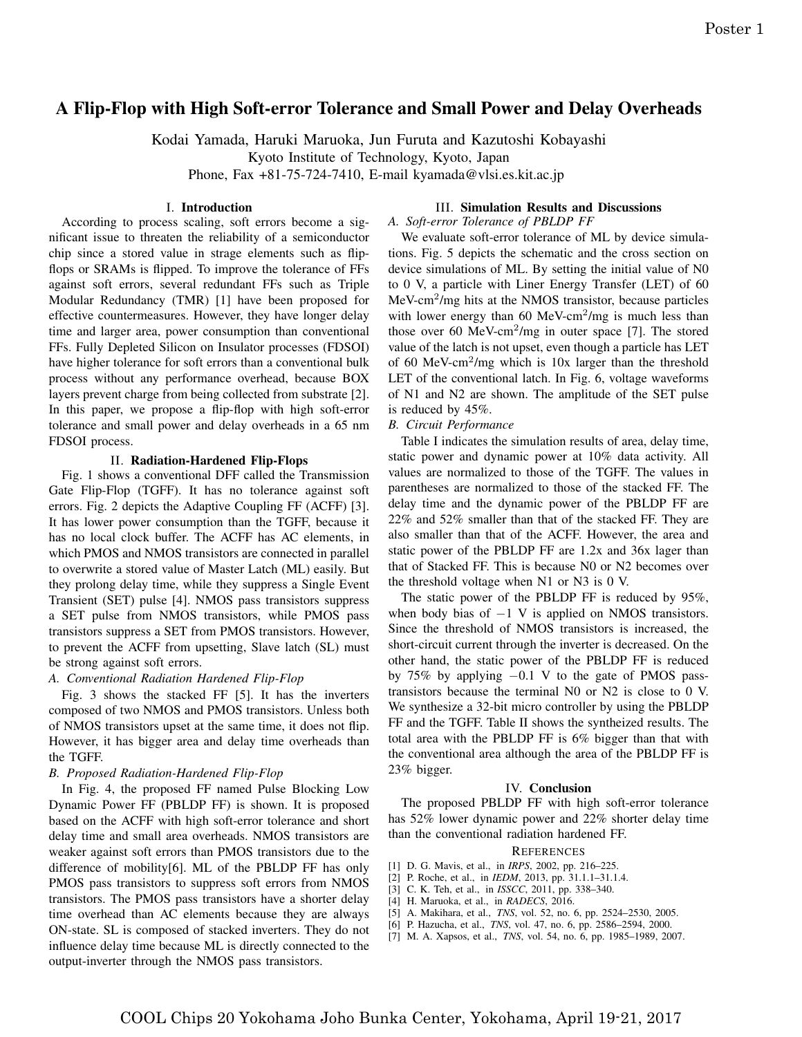# A Flip-Flop with High Soft-error Tolerance and Small Power and Delay Overheads

Kodai Yamada, Haruki Maruoka, Jun Furuta and Kazutoshi Kobayashi
Kyoto Institute of Technology, Kyoto, Japan
Phone, Fax +81-75-724-7410, E-mail kyamada@vlsi.es.kit.ac.jp

## I. Introduction

According to process scaling, soft errors become a significant issue to threaten the reliability of a semiconductor chip since a stored value in strage elements such as flip-flops or SRAMs is flipped. To improve the tolerance of FFs against soft errors, several redundant FFs such as Triple Modular Redundancy (TMR) [1] have been proposed for effective countermeasures. However, they have longer delay time and larger area, power consumption than conventional FFs. Fully Depleted Silicon on Insulator processes (FDSOI) have higher tolerance for soft errors than a conventional bulk process without any performance overhead, because BOX layers prevent charge from being collected from substrate [2]. In this paper, we propose a flip-flop with high soft-error tolerance and small power and delay overheads in a 65 nm FDSOI process.

## II. Radiation-Hardened Flip-Flops

Fig. 1 shows a conventional DFF called the Transmission Gate Flip-Flop (TGFF). It has no tolerance against soft errors. Fig. 2 depicts the Adaptive Coupling FF (ACFF) [3]. It has lower power consumption than the TGFF, because it has no local clock buffer. The ACFF has AC elements, in which PMOS and NMOS transistors are connected in parallel to overwrite a stored value of Master Latch (ML) easily. But they prolong delay time, while they suppress a Single Event Transient (SET) pulse [4]. NMOS pass transistors suppress a SET pulse from NMOS transistors, while PMOS pass transistors suppress a SET from PMOS transistors. However, to prevent the ACFF from upsetting, Slave latch (SL) must be strong against soft errors.

### *A. Conventional Radiation Hardened Flip-Flop*

Fig. 3 shows the stacked FF [5]. It has the inverters composed of two NMOS and PMOS transistors. Unless both of NMOS transistors upset at the same time, it does not flip. However, it has bigger area and delay time overheads than the TGFF.

### *B. Proposed Radiation-Hardened Flip-Flop*

In Fig. 4, the proposed FF named Pulse Blocking Low Dynamic Power FF (PBLDP FF) is shown. It is proposed based on the ACFF with high soft-error tolerance and short delay time and small area overheads. NMOS transistors are weaker against soft errors than PMOS transistors due to the difference of mobility[6]. ML of the PBLDP FF has only PMOS pass transistors to suppress soft errors from NMOS transistors. The PMOS pass transistors have a shorter delay time overhead than AC elements because they are always ON-state. SL is composed of stacked inverters. They do not influence delay time because ML is directly connected to the output-inverter through the NMOS pass transistors.

## III. Simulation Results and Discussions

### *A. Soft-error Tolerance of PBLDP FF*

We evaluate soft-error tolerance of ML by device simulations. Fig. 5 depicts the schematic and the cross section on device simulations of ML. By setting the initial value of N0 to 0 V, a particle with Liner Energy Transfer (LET) of 60 MeV-cm$^2$/mg hits at the NMOS transistor, because particles with lower energy than 60 MeV-cm$^2$/mg is much less than those over 60 MeV-cm$^2$/mg in outer space [7]. The stored value of the latch is not upset, even though a particle has LET of 60 MeV-cm$^2$/mg which is 10x larger than the threshold LET of the conventional latch. In Fig. 6, voltage waveforms of N1 and N2 are shown. The amplitude of the SET pulse is reduced by 45%.

### *B. Circuit Performance*

Table I indicates the simulation results of area, delay time, static power and dynamic power at 10% data activity. All values are normalized to those of the TGFF. The values in parentheses are normalized to those of the stacked FF. The delay time and the dynamic power of the PBLDP FF are 22% and 52% smaller than that of the stacked FF. They are also smaller than that of the ACFF. However, the area and static power of the PBLDP FF are 1.2x and 36x lager than that of Stacked FF. This is because N0 or N2 becomes over the threshold voltage when N1 or N3 is 0 V.

The static power of the PBLDP FF is reduced by 95%, when body bias of $-1$ V is applied on NMOS transistors. Since the threshold of NMOS transistors is increased, the short-circuit current through the inverter is decreased. On the other hand, the static power of the PBLDP FF is reduced by 75% by applying $-0.1$ V to the gate of PMOS pass-transistors because the terminal N0 or N2 is close to 0 V. We synthesize a 32-bit micro controller by using the PBLDP FF and the TGFF. Table II shows the syntheized results. The total area with the PBLDP FF is 6% bigger than that with the conventional area although the area of the PBLDP FF is 23% bigger.

## IV. Conclusion

The proposed PBLDP FF with high soft-error tolerance has 52% lower dynamic power and 22% shorter delay time than the conventional radiation hardened FF.

## References

[1] D. G. Mavis, et al., in *IRPS*, 2002, pp. 216–225.
[2] P. Roche, et al., in *IEDM*, 2013, pp. 31.1.1–31.1.4.
[3] C. K. Teh, et al., in *ISSCC*, 2011, pp. 338–340.
[4] H. Maruoka, et al., in *RADECS*, 2016.
[5] A. Makihara, et al., *TNS*, vol. 52, no. 6, pp. 2524–2530, 2005.
[6] P. Hazucha, et al., *TNS*, vol. 47, no. 6, pp. 2586–2594, 2000.
[7] M. A. Xapsos, et al., *TNS*, vol. 54, no. 6, pp. 1985–1989, 2007.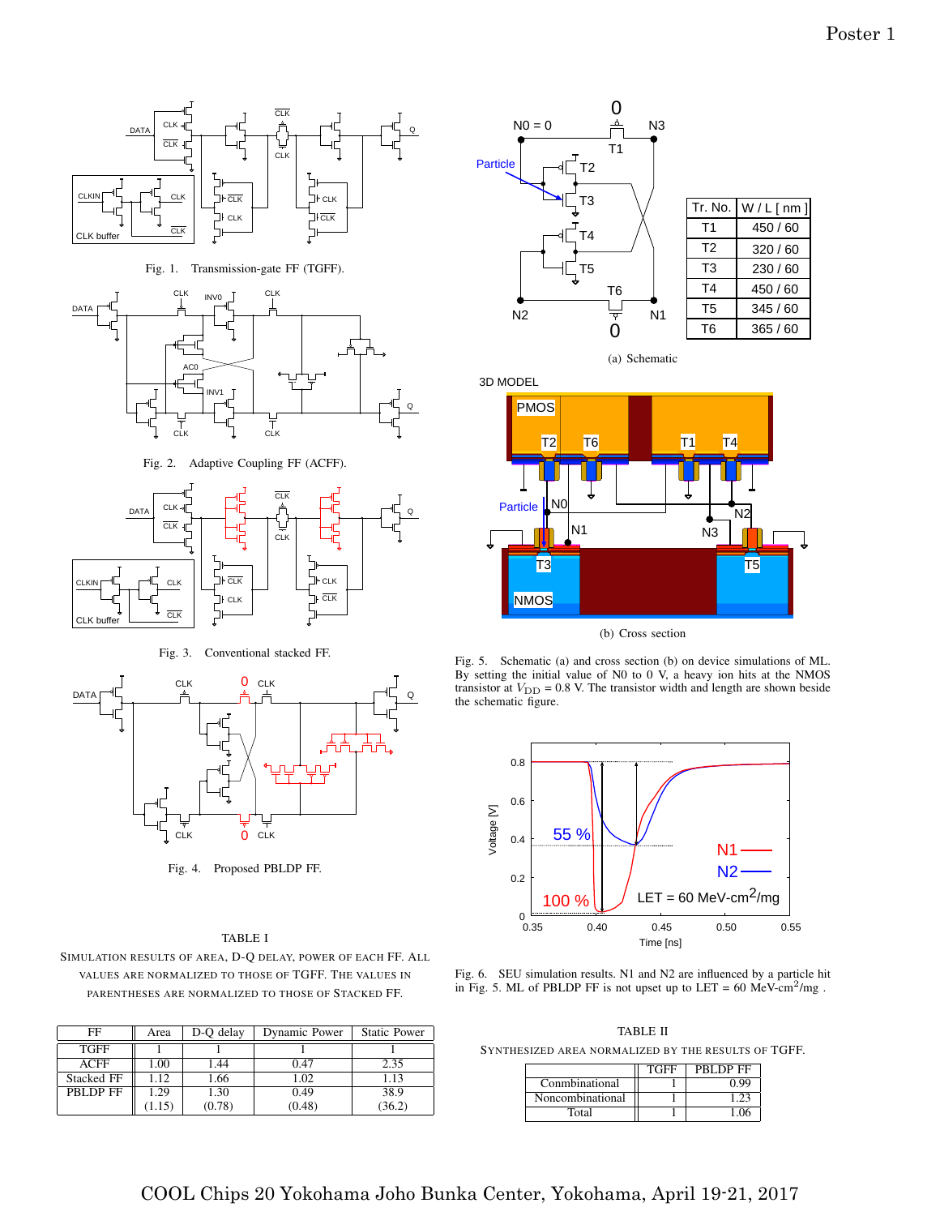DATA CLK $\overline{CLK}$ $\overline{CLK}$ CLK Q CLKIN CLK $\overline{CLK}$ CLK buffer $\overline{CLK}$ CLK CLK $\overline{CLK}$

Fig. 1. Transmission-gate FF (TGFF).

DATA CLK INV0 CLK AC0 INV1 Q CLK CLK

Fig. 2. Adaptive Coupling FF (ACFF).

DATA CLK $\overline{CLK}$ $\overline{CLK}$ CLK Q CLKIN CLK $\overline{CLK}$ CLK buffer $\overline{CLK}$ CLK CLK $\overline{CLK}$

Fig. 3. Conventional stacked FF.

DATA CLK 0 CLK Q CLK 0 CLK

Fig. 4. Proposed PBLDP FF.

TABLE I

SIMULATION RESULTS OF AREA, D-Q DELAY, POWER OF EACH FF. ALL VALUES ARE NORMALIZED TO THOSE OF TGFF. THE VALUES IN PARENTHESES ARE NORMALIZED TO THOSE OF STACKED FF.

| FF | Area | D-Q delay | Dynamic Power | Static Power |
|---|---|---|---|---|
| TGFF | 1 | 1 | 1 | 1 |
| ACFF | 1.00 | 1.44 | 0.47 | 2.35 |
| Stacked FF | 1.12 | 1.66 | 1.02 | 1.13 |
| PBLDP FF | 1.29<br>(1.15) | 1.30<br>(0.78) | 0.49<br>(0.48) | 38.9<br>(36.2) |

0 N0 = 0 N3 T1 Particle T2 T3 T4 T5 T6 N2 N1 0

| Tr. No. | W / L [ nm ] |
|---|---|
| T1 | 450 / 60 |
| T2 | 320 / 60 |
| T3 | 230 / 60 |
| T4 | 450 / 60 |
| T5 | 345 / 60 |
| T6 | 365 / 60 |

(a) Schematic

3D MODEL PMOS T2 T6 T1 T4 Particle N0 N2 N1 N3 T3 T5 NMOS

(b) Cross section

Fig. 5. Schematic (a) and cross section (b) on device simulations of ML. By setting the initial value of N0 to 0 V, a heavy ion hits at the NMOS transistor at $V_{\rm DD}$ = 0.8 V. The transistor width and length are shown beside the schematic figure.

0.8 0.6 0.4 0.2 0 Voltage [V] 55 % 100 % N1 N2 LET = 60 MeV-cm$^2$/mg 0.35 0.40 0.45 0.50 0.55 Time [ns]

Fig. 6. SEU simulation results. N1 and N2 are influenced by a particle hit in Fig. 5. ML of PBLDP FF is not upset up to LET = 60 MeV-cm$^2$/mg .

TABLE II

SYNTHESIZED AREA NORMALIZED BY THE RESULTS OF TGFF.

| | TGFF | PBLDP FF |
|---|---|---|
| Conmbinational | 1 | 0.99 |
| Noncombinational | 1 | 1.23 |
| Total | 1 | 1.06 |